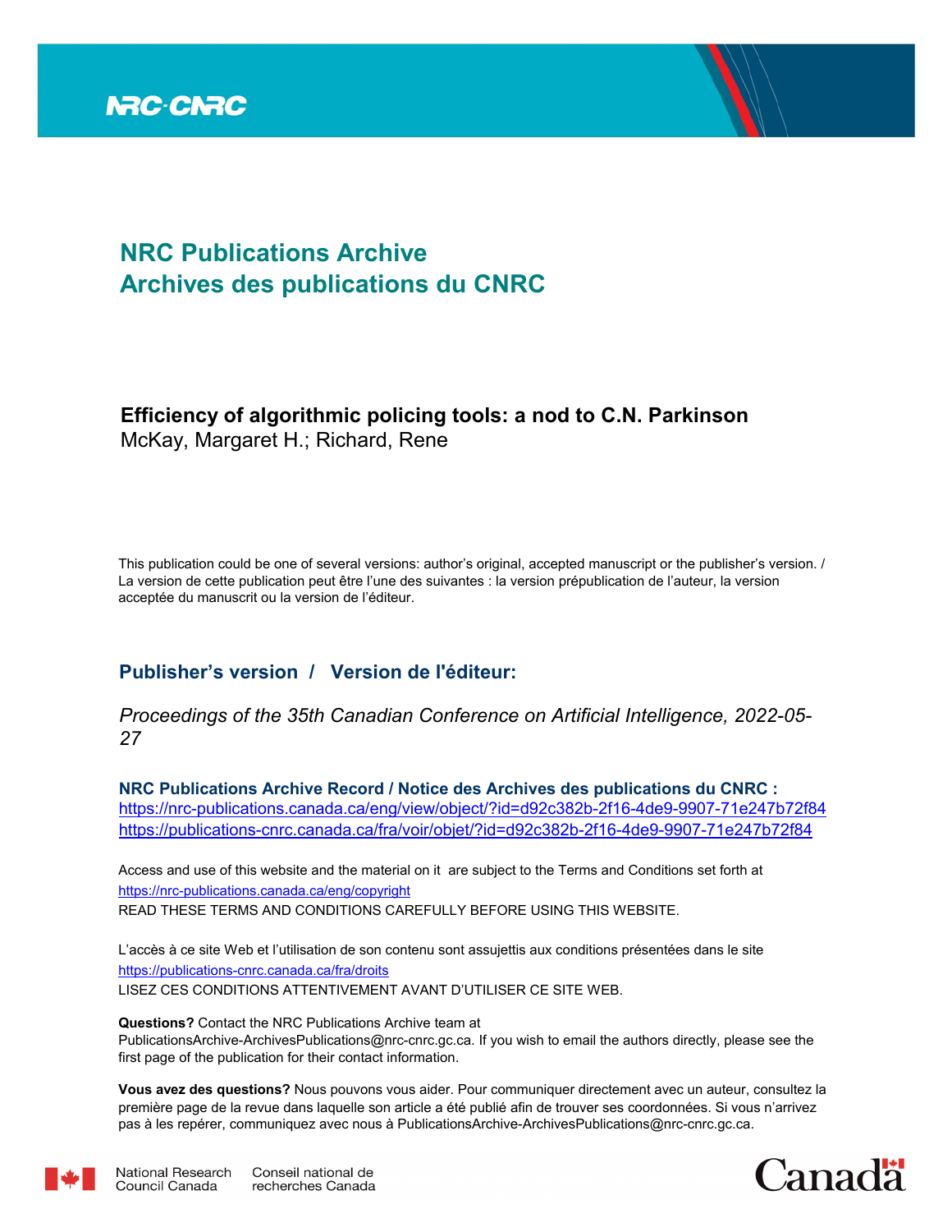# NRC Publications Archive
# Archives des publications du CNRC

**Efficiency of algorithmic policing tools: a nod to C.N. Parkinson**
McKay, Margaret H.; Richard, Rene

This publication could be one of several versions: author's original, accepted manuscript or the publisher's version. / La version de cette publication peut être l'une des suivantes : la version prépublication de l'auteur, la version acceptée du manuscrit ou la version de l'éditeur.

## Publisher's version / Version de l'éditeur:

*Proceedings of the 35th Canadian Conference on Artificial Intelligence, 2022-05-27*

**NRC Publications Archive Record / Notice des Archives des publications du CNRC :**
https://nrc-publications.canada.ca/eng/view/object/?id=d92c382b-2f16-4de9-9907-71e247b72f84
https://publications-cnrc.canada.ca/fra/voir/objet/?id=d92c382b-2f16-4de9-9907-71e247b72f84

Access and use of this website and the material on it are subject to the Terms and Conditions set forth at
https://nrc-publications.canada.ca/eng/copyright
READ THESE TERMS AND CONDITIONS CAREFULLY BEFORE USING THIS WEBSITE.

L'accès à ce site Web et l'utilisation de son contenu sont assujettis aux conditions présentées dans le site
https://publications-cnrc.canada.ca/fra/droits
LISEZ CES CONDITIONS ATTENTIVEMENT AVANT D'UTILISER CE SITE WEB.

**Questions?** Contact the NRC Publications Archive team at
PublicationsArchive-ArchivesPublications@nrc-cnrc.gc.ca. If you wish to email the authors directly, please see the first page of the publication for their contact information.

**Vous avez des questions?** Nous pouvons vous aider. Pour communiquer directement avec un auteur, consultez la première page de la revue dans laquelle son article a été publié afin de trouver ses coordonnées. Si vous n'arrivez pas à les repérer, communiquez avec nous à PublicationsArchive-ArchivesPublications@nrc-cnrc.gc.ca.

National Research Council Canada | Conseil national de recherches Canada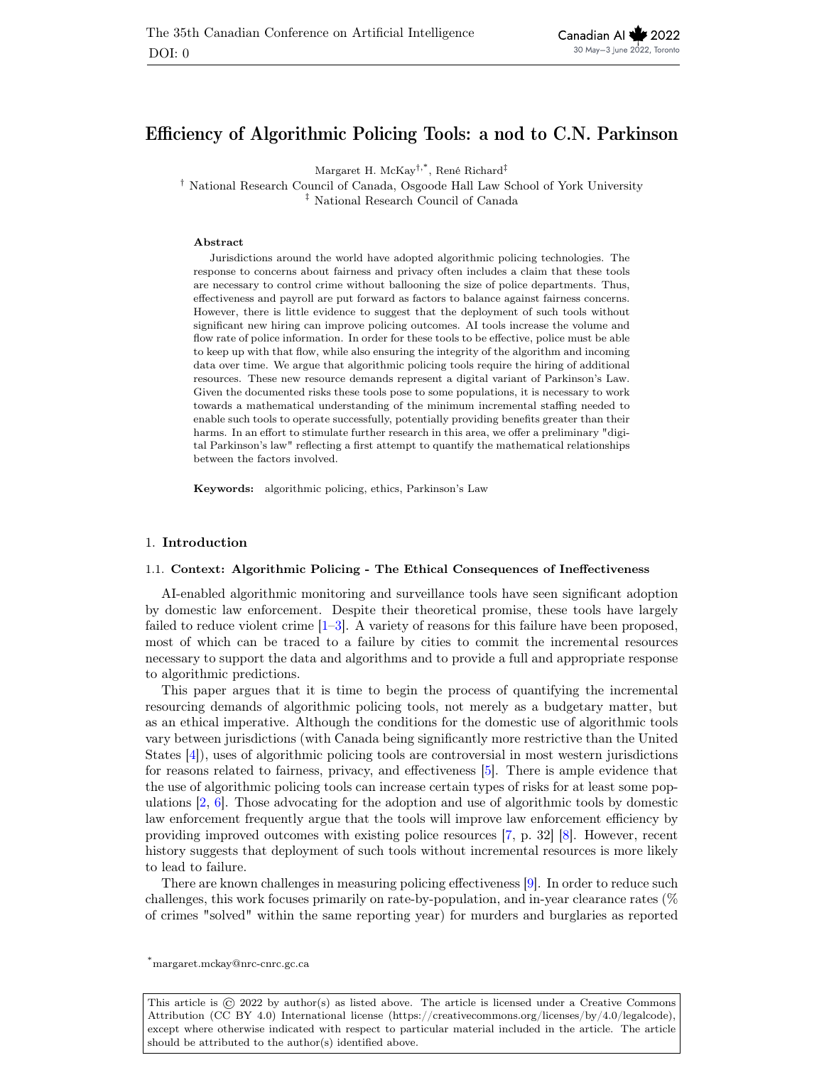# Efficiency of Algorithmic Policing Tools: a nod to C.N. Parkinson

Margaret H. McKay[†,*], René Richard[‡]

[†] National Research Council of Canada, Osgoode Hall Law School of York University
[‡] National Research Council of Canada

### Abstract

Jurisdictions around the world have adopted algorithmic policing technologies. The response to concerns about fairness and privacy often includes a claim that these tools are necessary to control crime without ballooning the size of police departments. Thus, effectiveness and payroll are put forward as factors to balance against fairness concerns. However, there is little evidence to suggest that the deployment of such tools without significant new hiring can improve policing outcomes. AI tools increase the volume and flow rate of police information. In order for these tools to be effective, police must be able to keep up with that flow, while also ensuring the integrity of the algorithm and incoming data over time. We argue that algorithmic policing tools require the hiring of additional resources. These new resource demands represent a digital variant of Parkinson's Law. Given the documented risks these tools pose to some populations, it is necessary to work towards a mathematical understanding of the minimum incremental staffing needed to enable such tools to operate successfully, potentially providing benefits greater than their harms. In an effort to stimulate further research in this area, we offer a preliminary "digital Parkinson's law" reflecting a first attempt to quantify the mathematical relationships between the factors involved.

**Keywords:** algorithmic policing, ethics, Parkinson's Law

## 1. Introduction

### 1.1. Context: Algorithmic Policing - The Ethical Consequences of Ineffectiveness

AI-enabled algorithmic monitoring and surveillance tools have seen significant adoption by domestic law enforcement. Despite their theoretical promise, these tools have largely failed to reduce violent crime [1–3]. A variety of reasons for this failure have been proposed, most of which can be traced to a failure by cities to commit the incremental resources necessary to support the data and algorithms and to provide a full and appropriate response to algorithmic predictions.

This paper argues that it is time to begin the process of quantifying the incremental resourcing demands of algorithmic policing tools, not merely as a budgetary matter, but as an ethical imperative. Although the conditions for the domestic use of algorithmic tools vary between jurisdictions (with Canada being significantly more restrictive than the United States [4]), uses of algorithmic policing tools are controversial in most western jurisdictions for reasons related to fairness, privacy, and effectiveness [5]. There is ample evidence that the use of algorithmic policing tools can increase certain types of risks for at least some populations [2, 6]. Those advocating for the adoption and use of algorithmic tools by domestic law enforcement frequently argue that the tools will improve law enforcement efficiency by providing improved outcomes with existing police resources [7, p. 32] [8]. However, recent history suggests that deployment of such tools without incremental resources is more likely to lead to failure.

There are known challenges in measuring policing effectiveness [9]. In order to reduce such challenges, this work focuses primarily on rate-by-population, and in-year clearance rates (% of crimes "solved" within the same reporting year) for murders and burglaries as reported

[*] margaret.mckay@nrc-cnrc.gc.ca

This article is © 2022 by author(s) as listed above. The article is licensed under a Creative Commons Attribution (CC BY 4.0) International license (https://creativecommons.org/licenses/by/4.0/legalcode), except where otherwise indicated with respect to particular material included in the article. The article should be attributed to the author(s) identified above.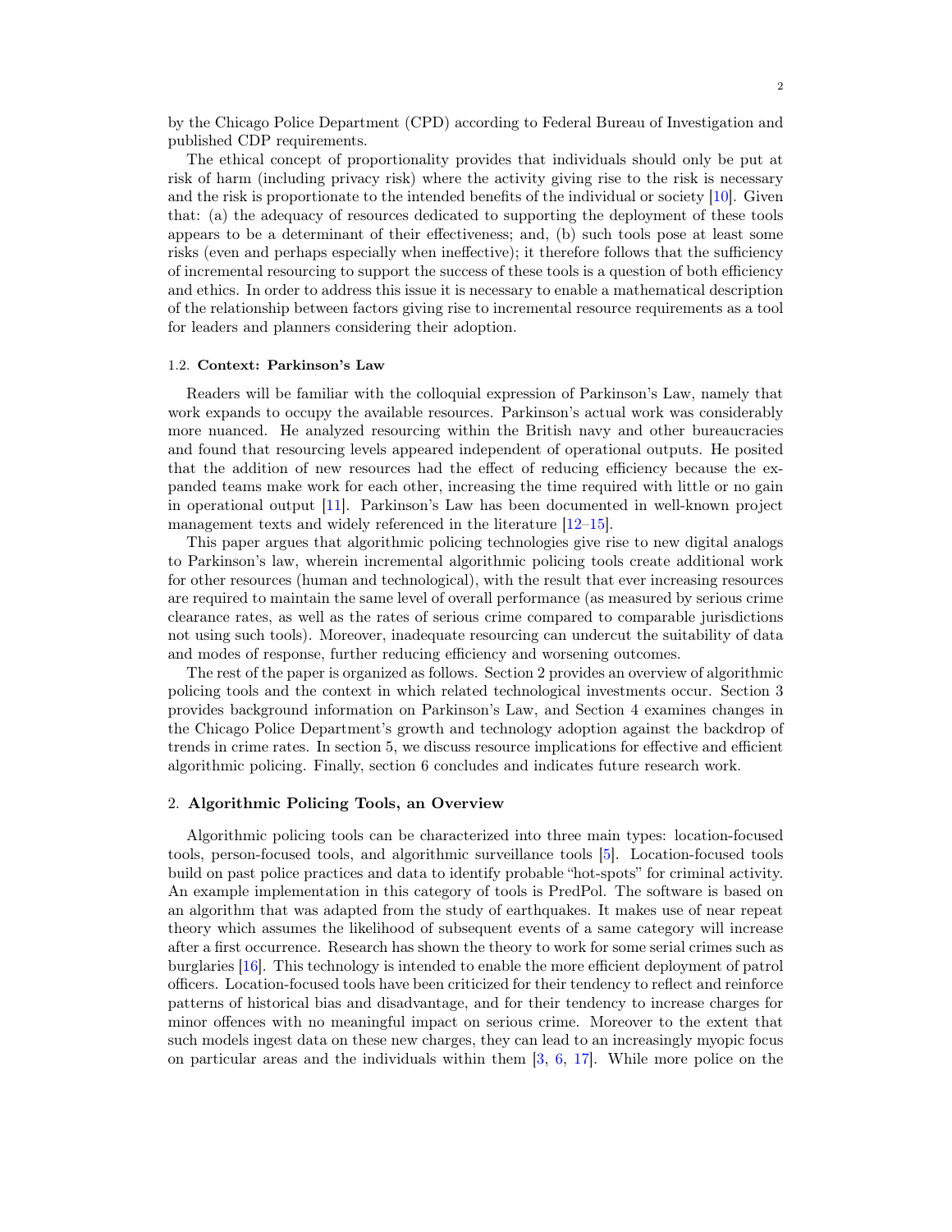by the Chicago Police Department (CPD) according to Federal Bureau of Investigation and published CDP requirements.

The ethical concept of proportionality provides that individuals should only be put at risk of harm (including privacy risk) where the activity giving rise to the risk is necessary and the risk is proportionate to the intended benefits of the individual or society [10]. Given that: (a) the adequacy of resources dedicated to supporting the deployment of these tools appears to be a determinant of their effectiveness; and, (b) such tools pose at least some risks (even and perhaps especially when ineffective); it therefore follows that the sufficiency of incremental resourcing to support the success of these tools is a question of both efficiency and ethics. In order to address this issue it is necessary to enable a mathematical description of the relationship between factors giving rise to incremental resource requirements as a tool for leaders and planners considering their adoption.

### 1.2. Context: Parkinson's Law

Readers will be familiar with the colloquial expression of Parkinson's Law, namely that work expands to occupy the available resources. Parkinson's actual work was considerably more nuanced. He analyzed resourcing within the British navy and other bureaucracies and found that resourcing levels appeared independent of operational outputs. He posited that the addition of new resources had the effect of reducing efficiency because the expanded teams make work for each other, increasing the time required with little or no gain in operational output [11]. Parkinson's Law has been documented in well-known project management texts and widely referenced in the literature [12–15].

This paper argues that algorithmic policing technologies give rise to new digital analogs to Parkinson's law, wherein incremental algorithmic policing tools create additional work for other resources (human and technological), with the result that ever increasing resources are required to maintain the same level of overall performance (as measured by serious crime clearance rates, as well as the rates of serious crime compared to comparable jurisdictions not using such tools). Moreover, inadequate resourcing can undercut the suitability of data and modes of response, further reducing efficiency and worsening outcomes.

The rest of the paper is organized as follows. Section 2 provides an overview of algorithmic policing tools and the context in which related technological investments occur. Section 3 provides background information on Parkinson's Law, and Section 4 examines changes in the Chicago Police Department's growth and technology adoption against the backdrop of trends in crime rates. In section 5, we discuss resource implications for effective and efficient algorithmic policing. Finally, section 6 concludes and indicates future research work.

## 2. Algorithmic Policing Tools, an Overview

Algorithmic policing tools can be characterized into three main types: location-focused tools, person-focused tools, and algorithmic surveillance tools [5]. Location-focused tools build on past police practices and data to identify probable "hot-spots" for criminal activity. An example implementation in this category of tools is PredPol. The software is based on an algorithm that was adapted from the study of earthquakes. It makes use of near repeat theory which assumes the likelihood of subsequent events of a same category will increase after a first occurrence. Research has shown the theory to work for some serial crimes such as burglaries [16]. This technology is intended to enable the more efficient deployment of patrol officers. Location-focused tools have been criticized for their tendency to reflect and reinforce patterns of historical bias and disadvantage, and for their tendency to increase charges for minor offences with no meaningful impact on serious crime. Moreover to the extent that such models ingest data on these new charges, they can lead to an increasingly myopic focus on particular areas and the individuals within them [3, 6, 17]. While more police on the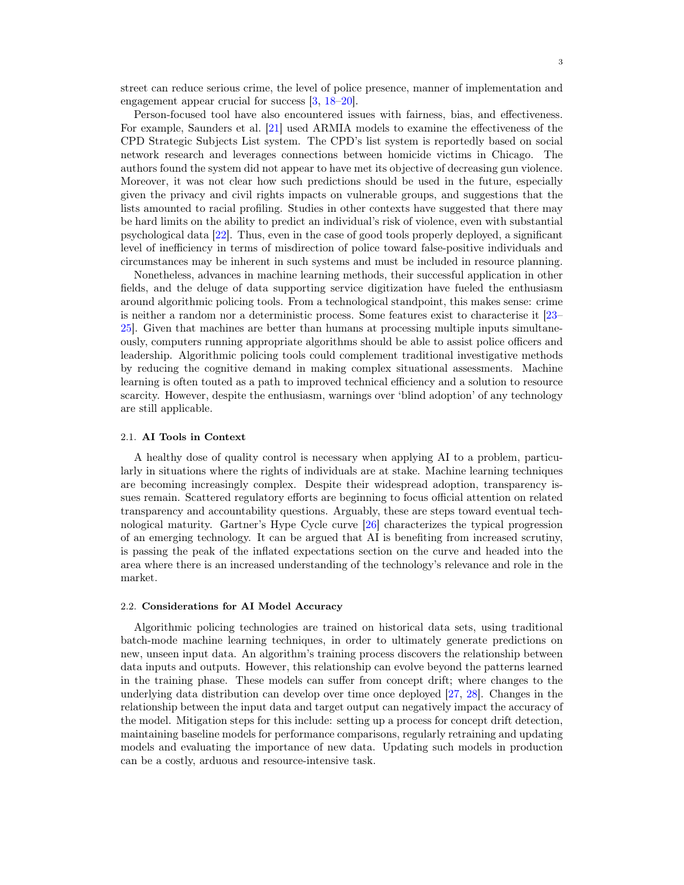street can reduce serious crime, the level of police presence, manner of implementation and engagement appear crucial for success [3, 18–20].

Person-focused tool have also encountered issues with fairness, bias, and effectiveness. For example, Saunders et al. [21] used ARMIA models to examine the effectiveness of the CPD Strategic Subjects List system. The CPD's list system is reportedly based on social network research and leverages connections between homicide victims in Chicago. The authors found the system did not appear to have met its objective of decreasing gun violence. Moreover, it was not clear how such predictions should be used in the future, especially given the privacy and civil rights impacts on vulnerable groups, and suggestions that the lists amounted to racial profiling. Studies in other contexts have suggested that there may be hard limits on the ability to predict an individual's risk of violence, even with substantial psychological data [22]. Thus, even in the case of good tools properly deployed, a significant level of inefficiency in terms of misdirection of police toward false-positive individuals and circumstances may be inherent in such systems and must be included in resource planning.

Nonetheless, advances in machine learning methods, their successful application in other fields, and the deluge of data supporting service digitization have fueled the enthusiasm around algorithmic policing tools. From a technological standpoint, this makes sense: crime is neither a random nor a deterministic process. Some features exist to characterise it [23–25]. Given that machines are better than humans at processing multiple inputs simultaneously, computers running appropriate algorithms should be able to assist police officers and leadership. Algorithmic policing tools could complement traditional investigative methods by reducing the cognitive demand in making complex situational assessments. Machine learning is often touted as a path to improved technical efficiency and a solution to resource scarcity. However, despite the enthusiasm, warnings over 'blind adoption' of any technology are still applicable.

### 2.1. AI Tools in Context

A healthy dose of quality control is necessary when applying AI to a problem, particularly in situations where the rights of individuals are at stake. Machine learning techniques are becoming increasingly complex. Despite their widespread adoption, transparency issues remain. Scattered regulatory efforts are beginning to focus official attention on related transparency and accountability questions. Arguably, these are steps toward eventual technological maturity. Gartner's Hype Cycle curve [26] characterizes the typical progression of an emerging technology. It can be argued that AI is benefiting from increased scrutiny, is passing the peak of the inflated expectations section on the curve and headed into the area where there is an increased understanding of the technology's relevance and role in the market.

### 2.2. Considerations for AI Model Accuracy

Algorithmic policing technologies are trained on historical data sets, using traditional batch-mode machine learning techniques, in order to ultimately generate predictions on new, unseen input data. An algorithm's training process discovers the relationship between data inputs and outputs. However, this relationship can evolve beyond the patterns learned in the training phase. These models can suffer from concept drift; where changes to the underlying data distribution can develop over time once deployed [27, 28]. Changes in the relationship between the input data and target output can negatively impact the accuracy of the model. Mitigation steps for this include: setting up a process for concept drift detection, maintaining baseline models for performance comparisons, regularly retraining and updating models and evaluating the importance of new data. Updating such models in production can be a costly, arduous and resource-intensive task.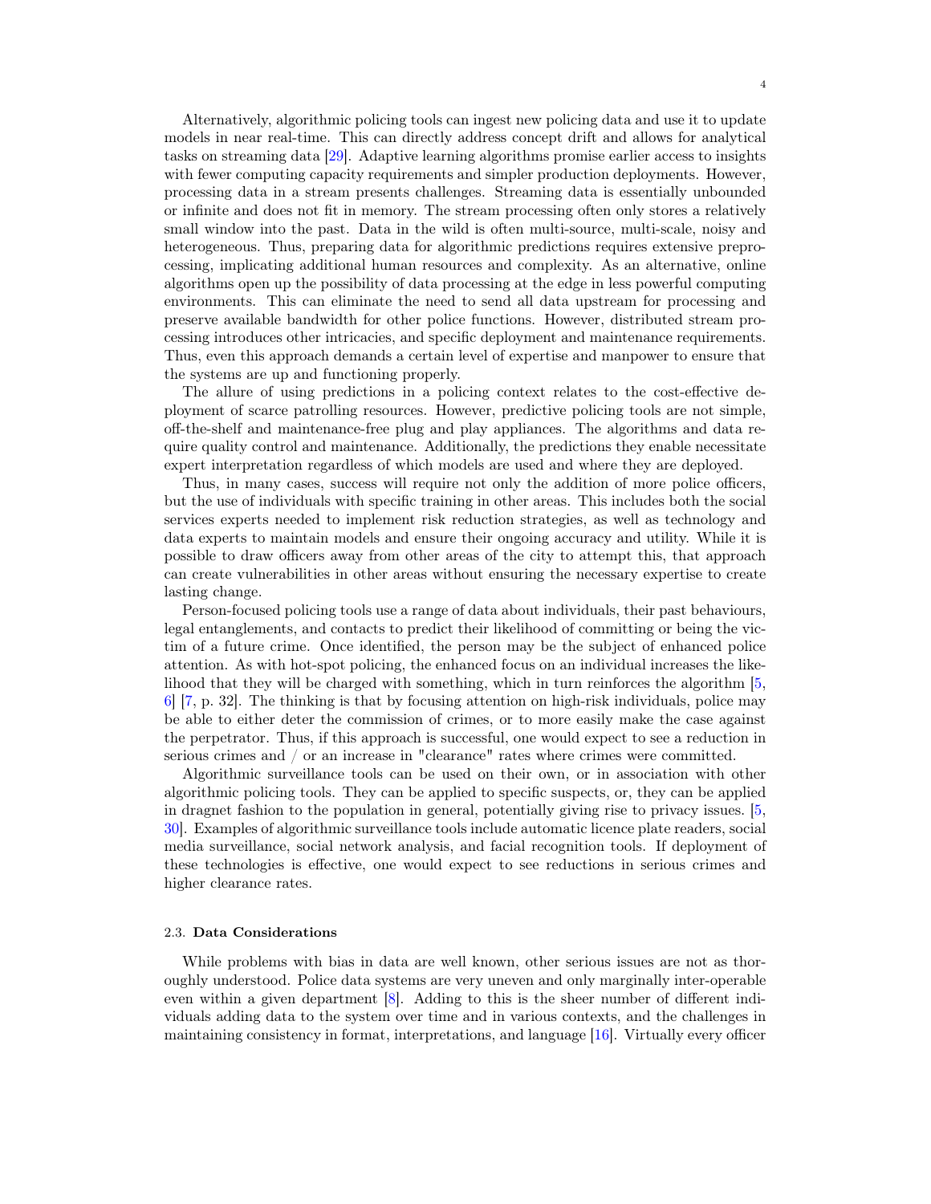Alternatively, algorithmic policing tools can ingest new policing data and use it to update models in near real-time. This can directly address concept drift and allows for analytical tasks on streaming data [29]. Adaptive learning algorithms promise earlier access to insights with fewer computing capacity requirements and simpler production deployments. However, processing data in a stream presents challenges. Streaming data is essentially unbounded or infinite and does not fit in memory. The stream processing often only stores a relatively small window into the past. Data in the wild is often multi-source, multi-scale, noisy and heterogeneous. Thus, preparing data for algorithmic predictions requires extensive preprocessing, implicating additional human resources and complexity. As an alternative, online algorithms open up the possibility of data processing at the edge in less powerful computing environments. This can eliminate the need to send all data upstream for processing and preserve available bandwidth for other police functions. However, distributed stream processing introduces other intricacies, and specific deployment and maintenance requirements. Thus, even this approach demands a certain level of expertise and manpower to ensure that the systems are up and functioning properly.

The allure of using predictions in a policing context relates to the cost-effective deployment of scarce patrolling resources. However, predictive policing tools are not simple, off-the-shelf and maintenance-free plug and play appliances. The algorithms and data require quality control and maintenance. Additionally, the predictions they enable necessitate expert interpretation regardless of which models are used and where they are deployed.

Thus, in many cases, success will require not only the addition of more police officers, but the use of individuals with specific training in other areas. This includes both the social services experts needed to implement risk reduction strategies, as well as technology and data experts to maintain models and ensure their ongoing accuracy and utility. While it is possible to draw officers away from other areas of the city to attempt this, that approach can create vulnerabilities in other areas without ensuring the necessary expertise to create lasting change.

Person-focused policing tools use a range of data about individuals, their past behaviours, legal entanglements, and contacts to predict their likelihood of committing or being the victim of a future crime. Once identified, the person may be the subject of enhanced police attention. As with hot-spot policing, the enhanced focus on an individual increases the likelihood that they will be charged with something, which in turn reinforces the algorithm [5, 6] [7, p. 32]. The thinking is that by focusing attention on high-risk individuals, police may be able to either deter the commission of crimes, or to more easily make the case against the perpetrator. Thus, if this approach is successful, one would expect to see a reduction in serious crimes and / or an increase in "clearance" rates where crimes were committed.

Algorithmic surveillance tools can be used on their own, or in association with other algorithmic policing tools. They can be applied to specific suspects, or, they can be applied in dragnet fashion to the population in general, potentially giving rise to privacy issues. [5, 30]. Examples of algorithmic surveillance tools include automatic licence plate readers, social media surveillance, social network analysis, and facial recognition tools. If deployment of these technologies is effective, one would expect to see reductions in serious crimes and higher clearance rates.

### 2.3. Data Considerations

While problems with bias in data are well known, other serious issues are not as thoroughly understood. Police data systems are very uneven and only marginally inter-operable even within a given department [8]. Adding to this is the sheer number of different individuals adding data to the system over time and in various contexts, and the challenges in maintaining consistency in format, interpretations, and language [16]. Virtually every officer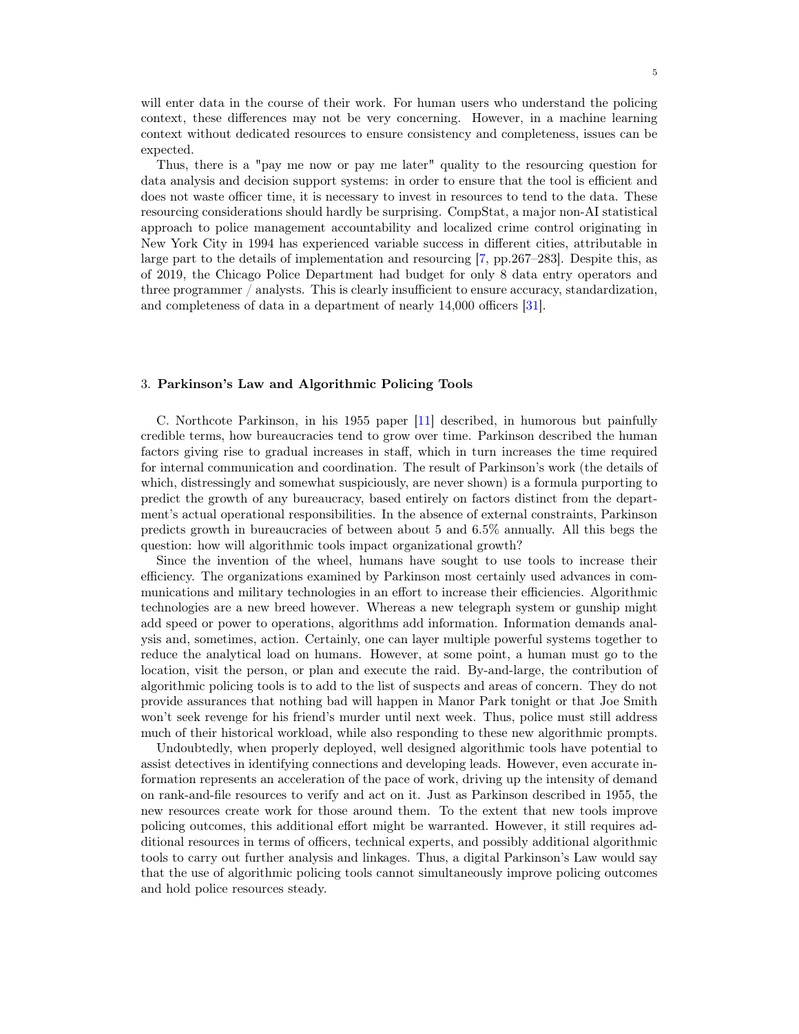will enter data in the course of their work. For human users who understand the policing context, these differences may not be very concerning. However, in a machine learning context without dedicated resources to ensure consistency and completeness, issues can be expected.

Thus, there is a "pay me now or pay me later" quality to the resourcing question for data analysis and decision support systems: in order to ensure that the tool is efficient and does not waste officer time, it is necessary to invest in resources to tend to the data. These resourcing considerations should hardly be surprising. CompStat, a major non-AI statistical approach to police management accountability and localized crime control originating in New York City in 1994 has experienced variable success in different cities, attributable in large part to the details of implementation and resourcing [7, pp.267–283]. Despite this, as of 2019, the Chicago Police Department had budget for only 8 data entry operators and three programmer / analysts. This is clearly insufficient to ensure accuracy, standardization, and completeness of data in a department of nearly 14,000 officers [31].

## 3. **Parkinson's Law and Algorithmic Policing Tools**

C. Northcote Parkinson, in his 1955 paper [11] described, in humorous but painfully credible terms, how bureaucracies tend to grow over time. Parkinson described the human factors giving rise to gradual increases in staff, which in turn increases the time required for internal communication and coordination. The result of Parkinson's work (the details of which, distressingly and somewhat suspiciously, are never shown) is a formula purporting to predict the growth of any bureaucracy, based entirely on factors distinct from the department's actual operational responsibilities. In the absence of external constraints, Parkinson predicts growth in bureaucracies of between about 5 and 6.5% annually. All this begs the question: how will algorithmic tools impact organizational growth?

Since the invention of the wheel, humans have sought to use tools to increase their efficiency. The organizations examined by Parkinson most certainly used advances in communications and military technologies in an effort to increase their efficiencies. Algorithmic technologies are a new breed however. Whereas a new telegraph system or gunship might add speed or power to operations, algorithms add information. Information demands analysis and, sometimes, action. Certainly, one can layer multiple powerful systems together to reduce the analytical load on humans. However, at some point, a human must go to the location, visit the person, or plan and execute the raid. By-and-large, the contribution of algorithmic policing tools is to add to the list of suspects and areas of concern. They do not provide assurances that nothing bad will happen in Manor Park tonight or that Joe Smith won't seek revenge for his friend's murder until next week. Thus, police must still address much of their historical workload, while also responding to these new algorithmic prompts.

Undoubtedly, when properly deployed, well designed algorithmic tools have potential to assist detectives in identifying connections and developing leads. However, even accurate information represents an acceleration of the pace of work, driving up the intensity of demand on rank-and-file resources to verify and act on it. Just as Parkinson described in 1955, the new resources create work for those around them. To the extent that new tools improve policing outcomes, this additional effort might be warranted. However, it still requires additional resources in terms of officers, technical experts, and possibly additional algorithmic tools to carry out further analysis and linkages. Thus, a digital Parkinson's Law would say that the use of algorithmic policing tools cannot simultaneously improve policing outcomes and hold police resources steady.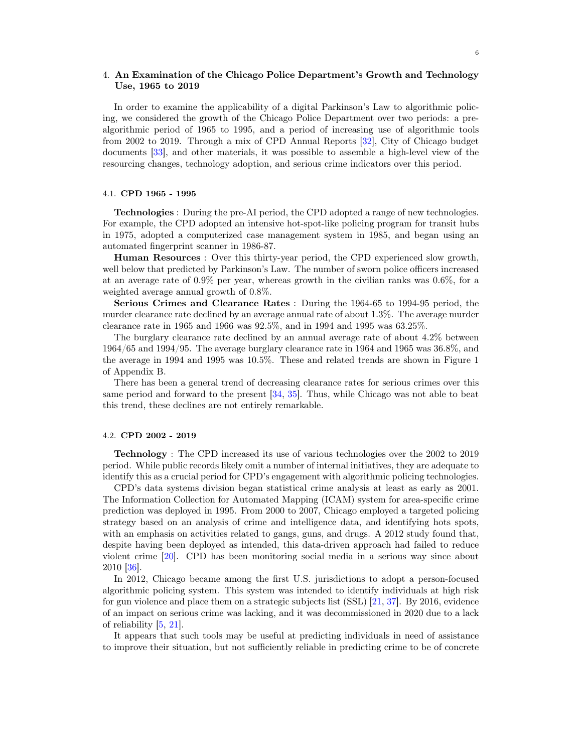## 4. An Examination of the Chicago Police Department's Growth and Technology Use, 1965 to 2019

In order to examine the applicability of a digital Parkinson's Law to algorithmic policing, we considered the growth of the Chicago Police Department over two periods: a pre-algorithmic period of 1965 to 1995, and a period of increasing use of algorithmic tools from 2002 to 2019. Through a mix of CPD Annual Reports [32], City of Chicago budget documents [33], and other materials, it was possible to assemble a high-level view of the resourcing changes, technology adoption, and serious crime indicators over this period.

### 4.1. CPD 1965 - 1995

**Technologies** : During the pre-AI period, the CPD adopted a range of new technologies. For example, the CPD adopted an intensive hot-spot-like policing program for transit hubs in 1975, adopted a computerized case management system in 1985, and began using an automated fingerprint scanner in 1986-87.

**Human Resources** : Over this thirty-year period, the CPD experienced slow growth, well below that predicted by Parkinson's Law. The number of sworn police officers increased at an average rate of 0.9% per year, whereas growth in the civilian ranks was 0.6%, for a weighted average annual growth of 0.8%.

**Serious Crimes and Clearance Rates** : During the 1964-65 to 1994-95 period, the murder clearance rate declined by an average annual rate of about 1.3%. The average murder clearance rate in 1965 and 1966 was 92.5%, and in 1994 and 1995 was 63.25%.

The burglary clearance rate declined by an annual average rate of about 4.2% between 1964/65 and 1994/95. The average burglary clearance rate in 1964 and 1965 was 36.8%, and the average in 1994 and 1995 was 10.5%. These and related trends are shown in Figure 1 of Appendix B.

There has been a general trend of decreasing clearance rates for serious crimes over this same period and forward to the present [34, 35]. Thus, while Chicago was not able to beat this trend, these declines are not entirely remarkable.

### 4.2. CPD 2002 - 2019

**Technology** : The CPD increased its use of various technologies over the 2002 to 2019 period. While public records likely omit a number of internal initiatives, they are adequate to identify this as a crucial period for CPD's engagement with algorithmic policing technologies.

CPD's data systems division began statistical crime analysis at least as early as 2001. The Information Collection for Automated Mapping (ICAM) system for area-specific crime prediction was deployed in 1995. From 2000 to 2007, Chicago employed a targeted policing strategy based on an analysis of crime and intelligence data, and identifying hot spots, with an emphasis on activities related to gangs, guns, and drugs. A 2012 study found that, despite having been deployed as intended, this data-driven approach had failed to reduce violent crime [20]. CPD has been monitoring social media in a serious way since about 2010 [36].

In 2012, Chicago became among the first U.S. jurisdictions to adopt a person-focused algorithmic policing system. This system was intended to identify individuals at high risk for gun violence and place them on a strategic subjects list (SSL) [21, 37]. By 2016, evidence of an impact on serious crime was lacking, and it was decommissioned in 2020 due to a lack of reliability [5, 21].

It appears that such tools may be useful at predicting individuals in need of assistance to improve their situation, but not sufficiently reliable in predicting crime to be of concrete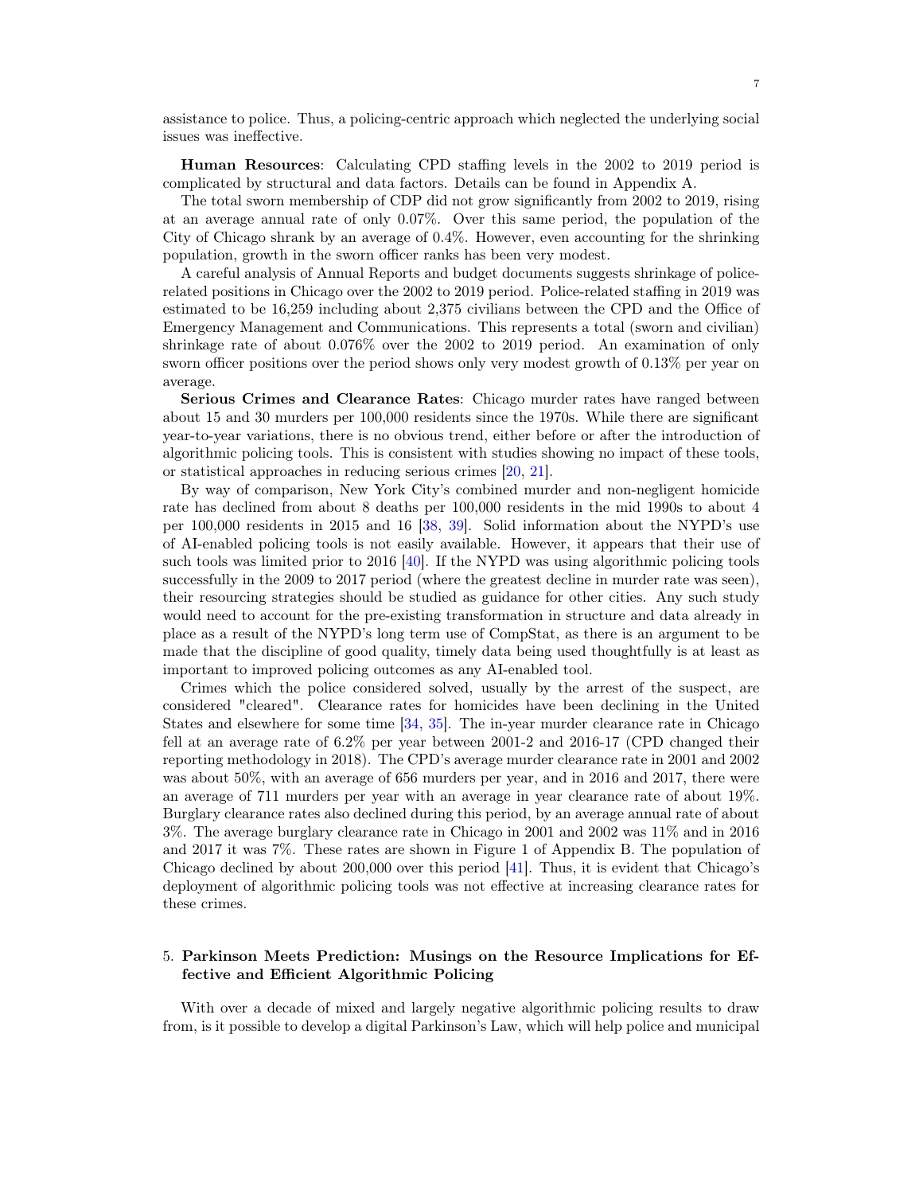assistance to police. Thus, a policing-centric approach which neglected the underlying social issues was ineffective.

**Human Resources**: Calculating CPD staffing levels in the 2002 to 2019 period is complicated by structural and data factors. Details can be found in Appendix A.

The total sworn membership of CDP did not grow significantly from 2002 to 2019, rising at an average annual rate of only 0.07%. Over this same period, the population of the City of Chicago shrank by an average of 0.4%. However, even accounting for the shrinking population, growth in the sworn officer ranks has been very modest.

A careful analysis of Annual Reports and budget documents suggests shrinkage of police-related positions in Chicago over the 2002 to 2019 period. Police-related staffing in 2019 was estimated to be 16,259 including about 2,375 civilians between the CPD and the Office of Emergency Management and Communications. This represents a total (sworn and civilian) shrinkage rate of about 0.076% over the 2002 to 2019 period. An examination of only sworn officer positions over the period shows only very modest growth of 0.13% per year on average.

**Serious Crimes and Clearance Rates**: Chicago murder rates have ranged between about 15 and 30 murders per 100,000 residents since the 1970s. While there are significant year-to-year variations, there is no obvious trend, either before or after the introduction of algorithmic policing tools. This is consistent with studies showing no impact of these tools, or statistical approaches in reducing serious crimes [20, 21].

By way of comparison, New York City's combined murder and non-negligent homicide rate has declined from about 8 deaths per 100,000 residents in the mid 1990s to about 4 per 100,000 residents in 2015 and 16 [38, 39]. Solid information about the NYPD's use of AI-enabled policing tools is not easily available. However, it appears that their use of such tools was limited prior to 2016 [40]. If the NYPD was using algorithmic policing tools successfully in the 2009 to 2017 period (where the greatest decline in murder rate was seen), their resourcing strategies should be studied as guidance for other cities. Any such study would need to account for the pre-existing transformation in structure and data already in place as a result of the NYPD's long term use of CompStat, as there is an argument to be made that the discipline of good quality, timely data being used thoughtfully is at least as important to improved policing outcomes as any AI-enabled tool.

Crimes which the police considered solved, usually by the arrest of the suspect, are considered "cleared". Clearance rates for homicides have been declining in the United States and elsewhere for some time [34, 35]. The in-year murder clearance rate in Chicago fell at an average rate of 6.2% per year between 2001-2 and 2016-17 (CPD changed their reporting methodology in 2018). The CPD's average murder clearance rate in 2001 and 2002 was about 50%, with an average of 656 murders per year, and in 2016 and 2017, there were an average of 711 murders per year with an average in year clearance rate of about 19%. Burglary clearance rates also declined during this period, by an average annual rate of about 3%. The average burglary clearance rate in Chicago in 2001 and 2002 was 11% and in 2016 and 2017 it was 7%. These rates are shown in Figure 1 of Appendix B. The population of Chicago declined by about 200,000 over this period [41]. Thus, it is evident that Chicago's deployment of algorithmic policing tools was not effective at increasing clearance rates for these crimes.

## 5. Parkinson Meets Prediction: Musings on the Resource Implications for Effective and Efficient Algorithmic Policing

With over a decade of mixed and largely negative algorithmic policing results to draw from, is it possible to develop a digital Parkinson's Law, which will help police and municipal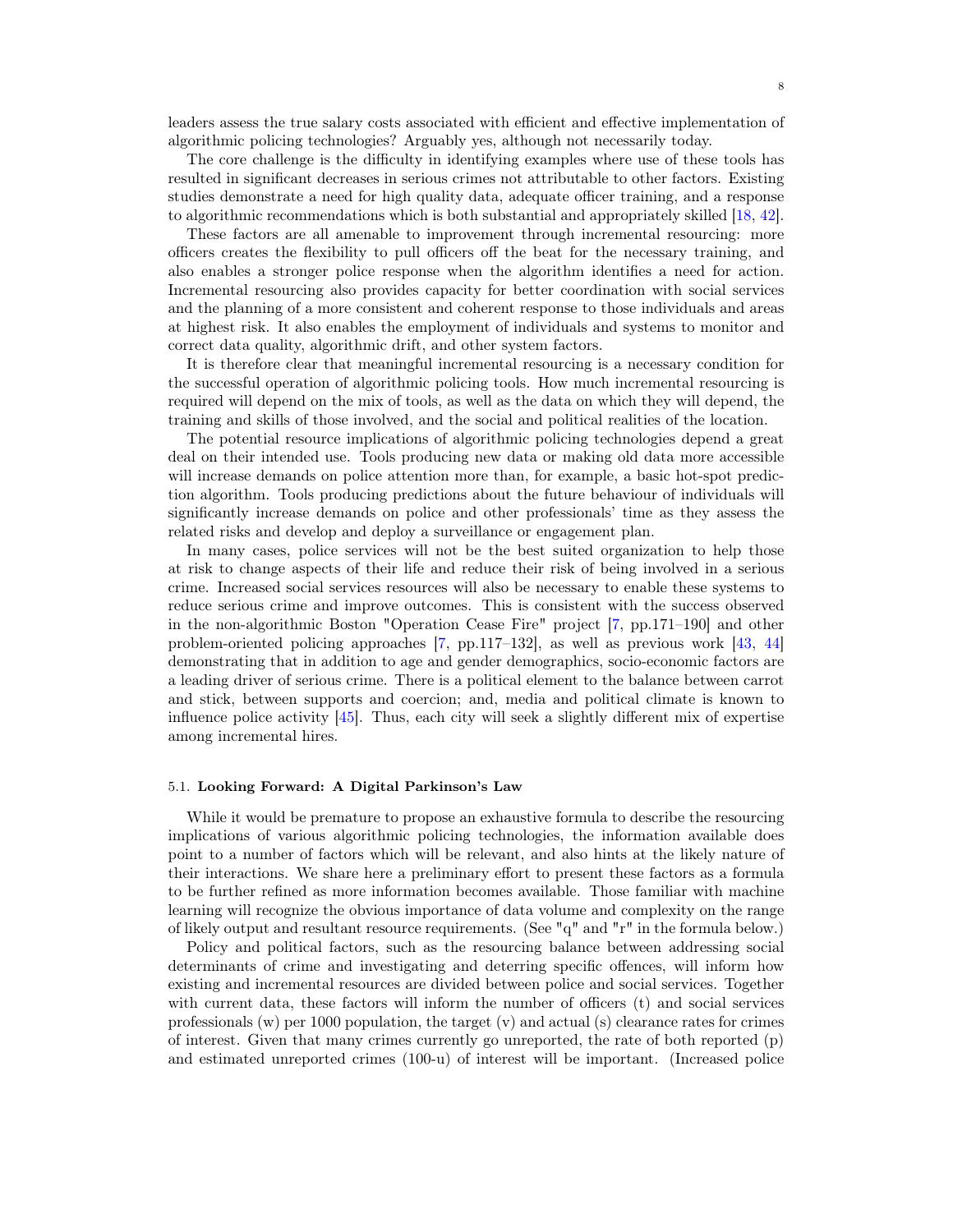leaders assess the true salary costs associated with efficient and effective implementation of algorithmic policing technologies? Arguably yes, although not necessarily today.

The core challenge is the difficulty in identifying examples where use of these tools has resulted in significant decreases in serious crimes not attributable to other factors. Existing studies demonstrate a need for high quality data, adequate officer training, and a response to algorithmic recommendations which is both substantial and appropriately skilled [18, 42].

These factors are all amenable to improvement through incremental resourcing: more officers creates the flexibility to pull officers off the beat for the necessary training, and also enables a stronger police response when the algorithm identifies a need for action. Incremental resourcing also provides capacity for better coordination with social services and the planning of a more consistent and coherent response to those individuals and areas at highest risk. It also enables the employment of individuals and systems to monitor and correct data quality, algorithmic drift, and other system factors.

It is therefore clear that meaningful incremental resourcing is a necessary condition for the successful operation of algorithmic policing tools. How much incremental resourcing is required will depend on the mix of tools, as well as the data on which they will depend, the training and skills of those involved, and the social and political realities of the location.

The potential resource implications of algorithmic policing technologies depend a great deal on their intended use. Tools producing new data or making old data more accessible will increase demands on police attention more than, for example, a basic hot-spot prediction algorithm. Tools producing predictions about the future behaviour of individuals will significantly increase demands on police and other professionals' time as they assess the related risks and develop and deploy a surveillance or engagement plan.

In many cases, police services will not be the best suited organization to help those at risk to change aspects of their life and reduce their risk of being involved in a serious crime. Increased social services resources will also be necessary to enable these systems to reduce serious crime and improve outcomes. This is consistent with the success observed in the non-algorithmic Boston "Operation Cease Fire" project [7, pp.171–190] and other problem-oriented policing approaches [7, pp.117–132], as well as previous work [43, 44] demonstrating that in addition to age and gender demographics, socio-economic factors are a leading driver of serious crime. There is a political element to the balance between carrot and stick, between supports and coercion; and, media and political climate is known to influence police activity [45]. Thus, each city will seek a slightly different mix of expertise among incremental hires.

### 5.1. **Looking Forward: A Digital Parkinson's Law**

While it would be premature to propose an exhaustive formula to describe the resourcing implications of various algorithmic policing technologies, the information available does point to a number of factors which will be relevant, and also hints at the likely nature of their interactions. We share here a preliminary effort to present these factors as a formula to be further refined as more information becomes available. Those familiar with machine learning will recognize the obvious importance of data volume and complexity on the range of likely output and resultant resource requirements. (See "q" and "r" in the formula below.)

Policy and political factors, such as the resourcing balance between addressing social determinants of crime and investigating and deterring specific offences, will inform how existing and incremental resources are divided between police and social services. Together with current data, these factors will inform the number of officers (t) and social services professionals (w) per 1000 population, the target (v) and actual (s) clearance rates for crimes of interest. Given that many crimes currently go unreported, the rate of both reported (p) and estimated unreported crimes (100-u) of interest will be important. (Increased police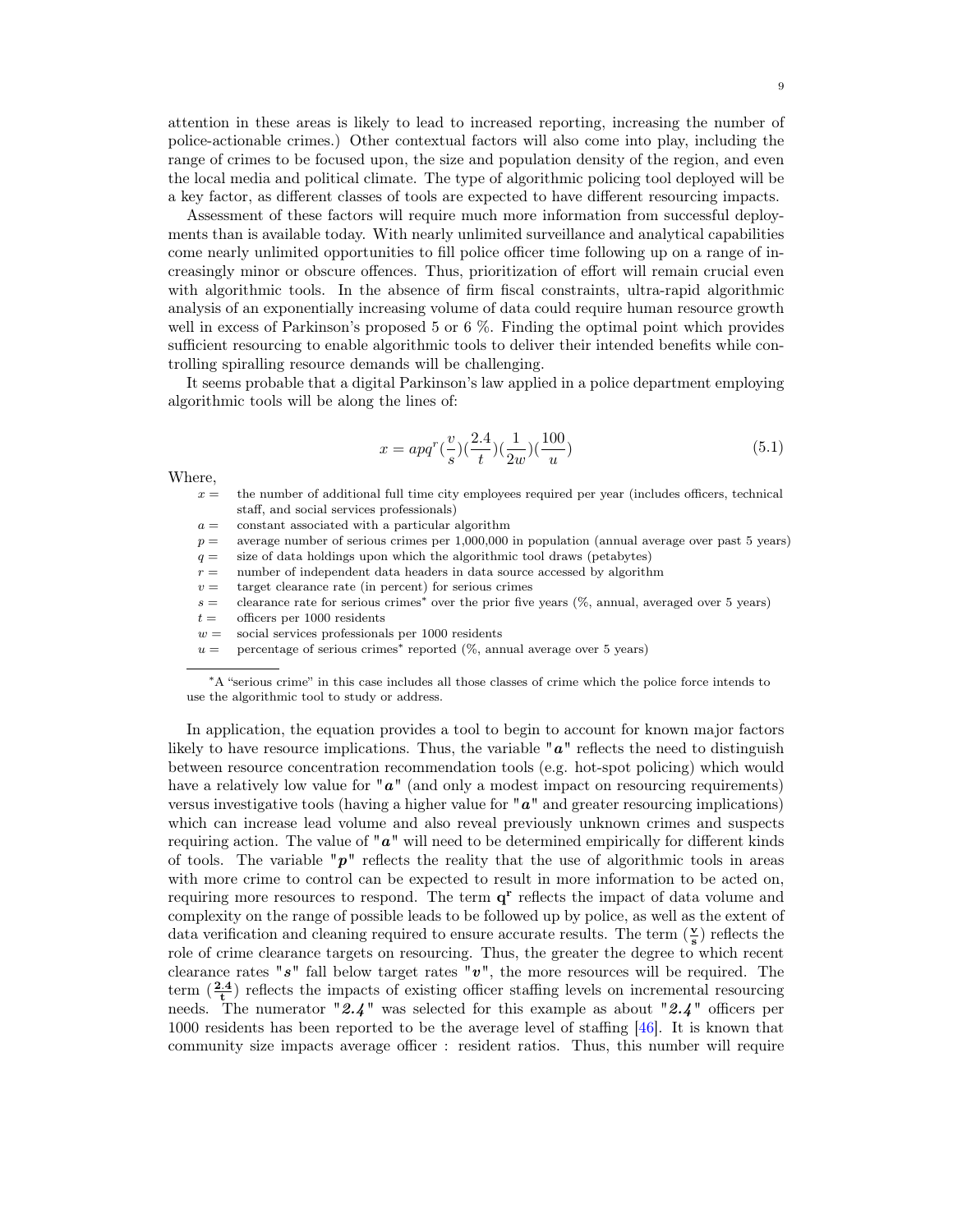attention in these areas is likely to lead to increased reporting, increasing the number of police-actionable crimes.) Other contextual factors will also come into play, including the range of crimes to be focused upon, the size and population density of the region, and even the local media and political climate. The type of algorithmic policing tool deployed will be a key factor, as different classes of tools are expected to have different resourcing impacts.

Assessment of these factors will require much more information from successful deployments than is available today. With nearly unlimited surveillance and analytical capabilities come nearly unlimited opportunities to fill police officer time following up on a range of increasingly minor or obscure offences. Thus, prioritization of effort will remain crucial even with algorithmic tools. In the absence of firm fiscal constraints, ultra-rapid algorithmic analysis of an exponentially increasing volume of data could require human resource growth well in excess of Parkinson's proposed 5 or 6 %. Finding the optimal point which provides sufficient resourcing to enable algorithmic tools to deliver their intended benefits while controlling spiralling resource demands will be challenging.

It seems probable that a digital Parkinson's law applied in a police department employing algorithmic tools will be along the lines of:

$$x = apq^r(\frac{v}{s})(\frac{2.4}{t})(\frac{1}{2w})(\frac{100}{u}) \tag{5.1}$$

Where,

- $x =$ the number of additional full time city employees required per year (includes officers, technical staff, and social services professionals)
- $a =$ constant associated with a particular algorithm
- $p =$ average number of serious crimes per 1,000,000 in population (annual average over past 5 years)
- $q =$ size of data holdings upon which the algorithmic tool draws (petabytes)
- $r =$ number of independent data headers in data source accessed by algorithm
- $v =$ target clearance rate (in percent) for serious crimes
- $s =$ clearance rate for serious crimes* over the prior five years (%, annual, averaged over 5 years)
- $t =$ officers per 1000 residents
- $w =$ social services professionals per 1000 residents
- $u =$ percentage of serious crimes* reported (%, annual average over 5 years)

*A "serious crime" in this case includes all those classes of crime which the police force intends to use the algorithmic tool to study or address.

In application, the equation provides a tool to begin to account for known major factors likely to have resource implications. Thus, the variable "***a***" reflects the need to distinguish between resource concentration recommendation tools (e.g. hot-spot policing) which would have a relatively low value for "***a***" (and only a modest impact on resourcing requirements) versus investigative tools (having a higher value for "***a***" and greater resourcing implications) which can increase lead volume and also reveal previously unknown crimes and suspects requiring action. The value of "***a***" will need to be determined empirically for different kinds of tools. The variable "***p***" reflects the reality that the use of algorithmic tools in areas with more crime to control can be expected to result in more information to be acted on, requiring more resources to respond. The term $\mathbf{q^r}$ reflects the impact of data volume and complexity on the range of possible leads to be followed up by police, as well as the extent of data verification and cleaning required to ensure accurate results. The term $(\frac{\mathbf{v}}{\mathbf{s}})$ reflects the role of crime clearance targets on resourcing. Thus, the greater the degree to which recent clearance rates "***s***" fall below target rates "***v***", the more resources will be required. The term $(\frac{\mathbf{2.4}}{\mathbf{t}})$ reflects the impacts of existing officer staffing levels on incremental resourcing needs. The numerator "***2.4***" was selected for this example as about "***2.4***" officers per 1000 residents has been reported to be the average level of staffing [46]. It is known that community size impacts average officer : resident ratios. Thus, this number will require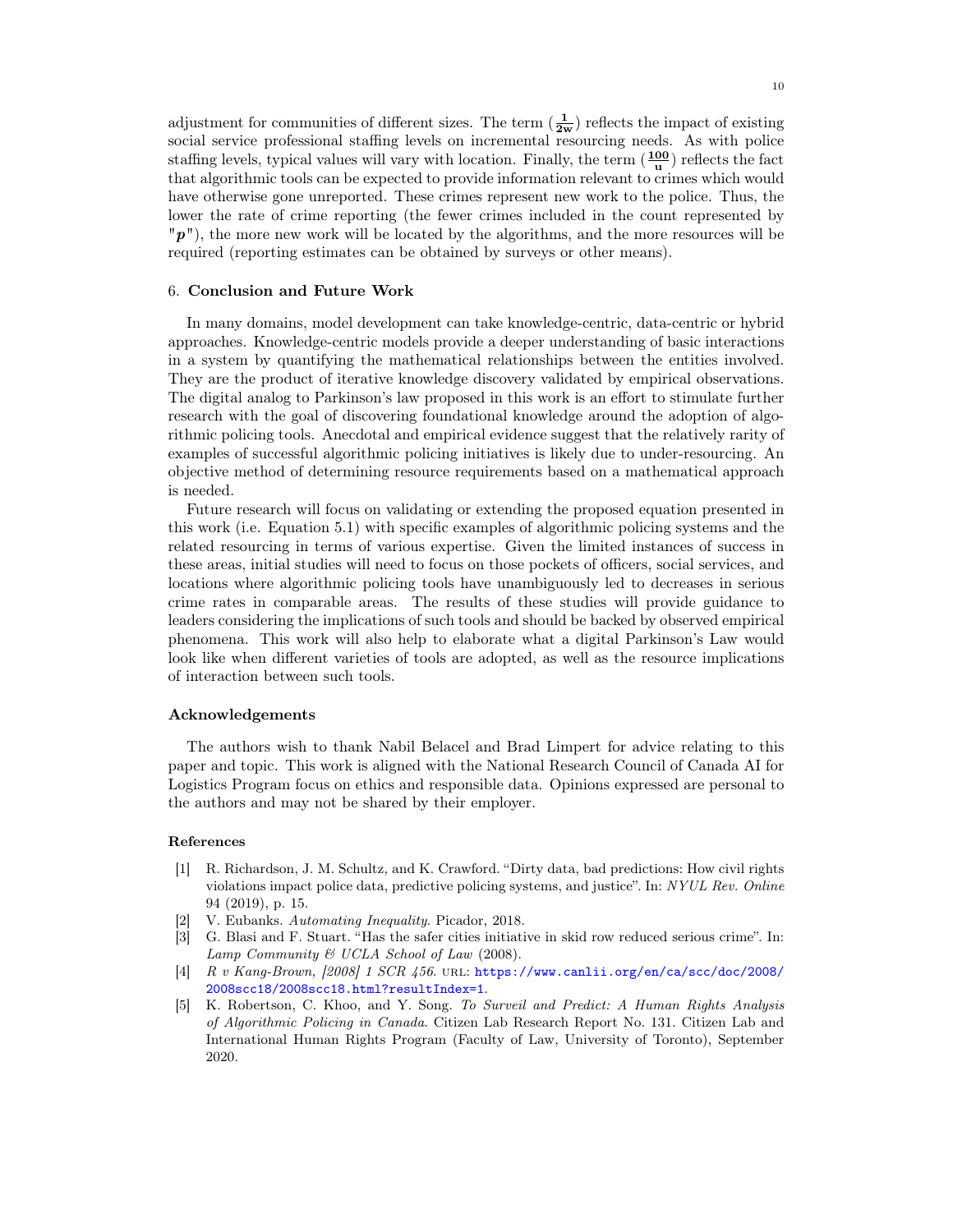adjustment for communities of different sizes. The term ($\frac{\mathbf{1}}{\mathbf{2w}}$) reflects the impact of existing social service professional staffing levels on incremental resourcing needs. As with police staffing levels, typical values will vary with location. Finally, the term ($\frac{\mathbf{100}}{\mathbf{u}}$) reflects the fact that algorithmic tools can be expected to provide information relevant to crimes which would have otherwise gone unreported. These crimes represent new work to the police. Thus, the lower the rate of crime reporting (the fewer crimes included in the count represented by "$\boldsymbol{p}$"), the more new work will be located by the algorithms, and the more resources will be required (reporting estimates can be obtained by surveys or other means).

## 6. Conclusion and Future Work

In many domains, model development can take knowledge-centric, data-centric or hybrid approaches. Knowledge-centric models provide a deeper understanding of basic interactions in a system by quantifying the mathematical relationships between the entities involved. They are the product of iterative knowledge discovery validated by empirical observations. The digital analog to Parkinson's law proposed in this work is an effort to stimulate further research with the goal of discovering foundational knowledge around the adoption of algorithmic policing tools. Anecdotal and empirical evidence suggest that the relatively rarity of examples of successful algorithmic policing initiatives is likely due to under-resourcing. An objective method of determining resource requirements based on a mathematical approach is needed.

Future research will focus on validating or extending the proposed equation presented in this work (i.e. Equation 5.1) with specific examples of algorithmic policing systems and the related resourcing in terms of various expertise. Given the limited instances of success in these areas, initial studies will need to focus on those pockets of officers, social services, and locations where algorithmic policing tools have unambiguously led to decreases in serious crime rates in comparable areas. The results of these studies will provide guidance to leaders considering the implications of such tools and should be backed by observed empirical phenomena. This work will also help to elaborate what a digital Parkinson's Law would look like when different varieties of tools are adopted, as well as the resource implications of interaction between such tools.

### Acknowledgements

The authors wish to thank Nabil Belacel and Brad Limpert for advice relating to this paper and topic. This work is aligned with the National Research Council of Canada AI for Logistics Program focus on ethics and responsible data. Opinions expressed are personal to the authors and may not be shared by their employer.

### References

[1] R. Richardson, J. M. Schultz, and K. Crawford. "Dirty data, bad predictions: How civil rights violations impact police data, predictive policing systems, and justice". In: *NYUL Rev. Online* 94 (2019), p. 15.

[2] V. Eubanks. *Automating Inequality*. Picador, 2018.

[3] G. Blasi and F. Stuart. "Has the safer cities initiative in skid row reduced serious crime". In: *Lamp Community & UCLA School of Law* (2008).

[4] *R v Kang-Brown, [2008] 1 SCR 456*. URL: https://www.canlii.org/en/ca/scc/doc/2008/2008scc18/2008scc18.html?resultIndex=1.

[5] K. Robertson, C. Khoo, and Y. Song. *To Surveil and Predict: A Human Rights Analysis of Algorithmic Policing in Canada*. Citizen Lab Research Report No. 131. Citizen Lab and International Human Rights Program (Faculty of Law, University of Toronto), September 2020.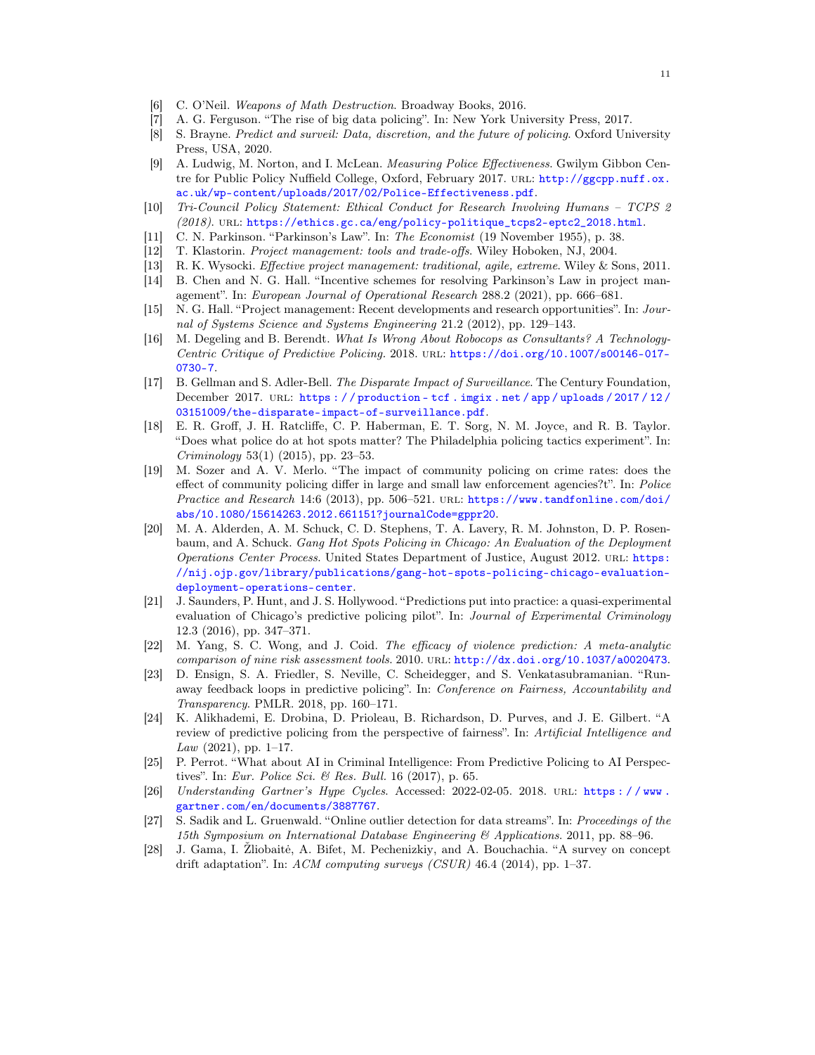[6] C. O'Neil. *Weapons of Math Destruction*. Broadway Books, 2016.

[7] A. G. Ferguson. "The rise of big data policing". In: New York University Press, 2017.

[8] S. Brayne. *Predict and surveil: Data, discretion, and the future of policing*. Oxford University Press, USA, 2020.

[9] A. Ludwig, M. Norton, and I. McLean. *Measuring Police Effectiveness*. Gwilym Gibbon Centre for Public Policy Nuffield College, Oxford, February 2017. URL: http://ggcpp.nuff.ox.ac.uk/wp-content/uploads/2017/02/Police-Effectiveness.pdf.

[10] *Tri-Council Policy Statement: Ethical Conduct for Research Involving Humans – TCPS 2 (2018)*. URL: https://ethics.gc.ca/eng/policy-politique_tcps2-eptc2_2018.html.

[11] C. N. Parkinson. "Parkinson's Law". In: *The Economist* (19 November 1955), p. 38.

[12] T. Klastorin. *Project management: tools and trade-offs*. Wiley Hoboken, NJ, 2004.

[13] R. K. Wysocki. *Effective project management: traditional, agile, extreme*. Wiley & Sons, 2011.

[14] B. Chen and N. G. Hall. "Incentive schemes for resolving Parkinson's Law in project management". In: *European Journal of Operational Research* 288.2 (2021), pp. 666–681.

[15] N. G. Hall. "Project management: Recent developments and research opportunities". In: *Journal of Systems Science and Systems Engineering* 21.2 (2012), pp. 129–143.

[16] M. Degeling and B. Berendt. *What Is Wrong About Robocops as Consultants? A Technology-Centric Critique of Predictive Policing*. 2018. URL: https://doi.org/10.1007/s00146-017-0730-7.

[17] B. Gellman and S. Adler-Bell. *The Disparate Impact of Surveillance*. The Century Foundation, December 2017. URL: https://production-tcf.imgix.net/app/uploads/2017/12/03151009/the-disparate-impact-of-surveillance.pdf.

[18] E. R. Groff, J. H. Ratcliffe, C. P. Haberman, E. T. Sorg, N. M. Joyce, and R. B. Taylor. "Does what police do at hot spots matter? The Philadelphia policing tactics experiment". In: *Criminology* 53(1) (2015), pp. 23–53.

[19] M. Sozer and A. V. Merlo. "The impact of community policing on crime rates: does the effect of community policing differ in large and small law enforcement agencies?t". In: *Police Practice and Research* 14:6 (2013), pp. 506–521. URL: https://www.tandfonline.com/doi/abs/10.1080/15614263.2012.661151?journalCode=gppr20.

[20] M. A. Alderden, A. M. Schuck, C. D. Stephens, T. A. Lavery, R. M. Johnston, D. P. Rosenbaum, and A. Schuck. *Gang Hot Spots Policing in Chicago: An Evaluation of the Deployment Operations Center Process*. United States Department of Justice, August 2012. URL: https://nij.ojp.gov/library/publications/gang-hot-spots-policing-chicago-evaluation-deployment-operations-center.

[21] J. Saunders, P. Hunt, and J. S. Hollywood. "Predictions put into practice: a quasi-experimental evaluation of Chicago's predictive policing pilot". In: *Journal of Experimental Criminology* 12.3 (2016), pp. 347–371.

[22] M. Yang, S. C. Wong, and J. Coid. *The efficacy of violence prediction: A meta-analytic comparison of nine risk assessment tools*. 2010. URL: http://dx.doi.org/10.1037/a0020473.

[23] D. Ensign, S. A. Friedler, S. Neville, C. Scheidegger, and S. Venkatasubramanian. "Runaway feedback loops in predictive policing". In: *Conference on Fairness, Accountability and Transparency*. PMLR. 2018, pp. 160–171.

[24] K. Alikhademi, E. Drobina, D. Prioleau, B. Richardson, D. Purves, and J. E. Gilbert. "A review of predictive policing from the perspective of fairness". In: *Artificial Intelligence and Law* (2021), pp. 1–17.

[25] P. Perrot. "What about AI in Criminal Intelligence: From Predictive Policing to AI Perspectives". In: *Eur. Police Sci. & Res. Bull.* 16 (2017), p. 65.

[26] *Understanding Gartner's Hype Cycles*. Accessed: 2022-02-05. 2018. URL: https://www.gartner.com/en/documents/3887767.

[27] S. Sadik and L. Gruenwald. "Online outlier detection for data streams". In: *Proceedings of the 15th Symposium on International Database Engineering & Applications*. 2011, pp. 88–96.

[28] J. Gama, I. Žliobaitė, A. Bifet, M. Pechenizkiy, and A. Bouchachia. "A survey on concept drift adaptation". In: *ACM computing surveys (CSUR)* 46.4 (2014), pp. 1–37.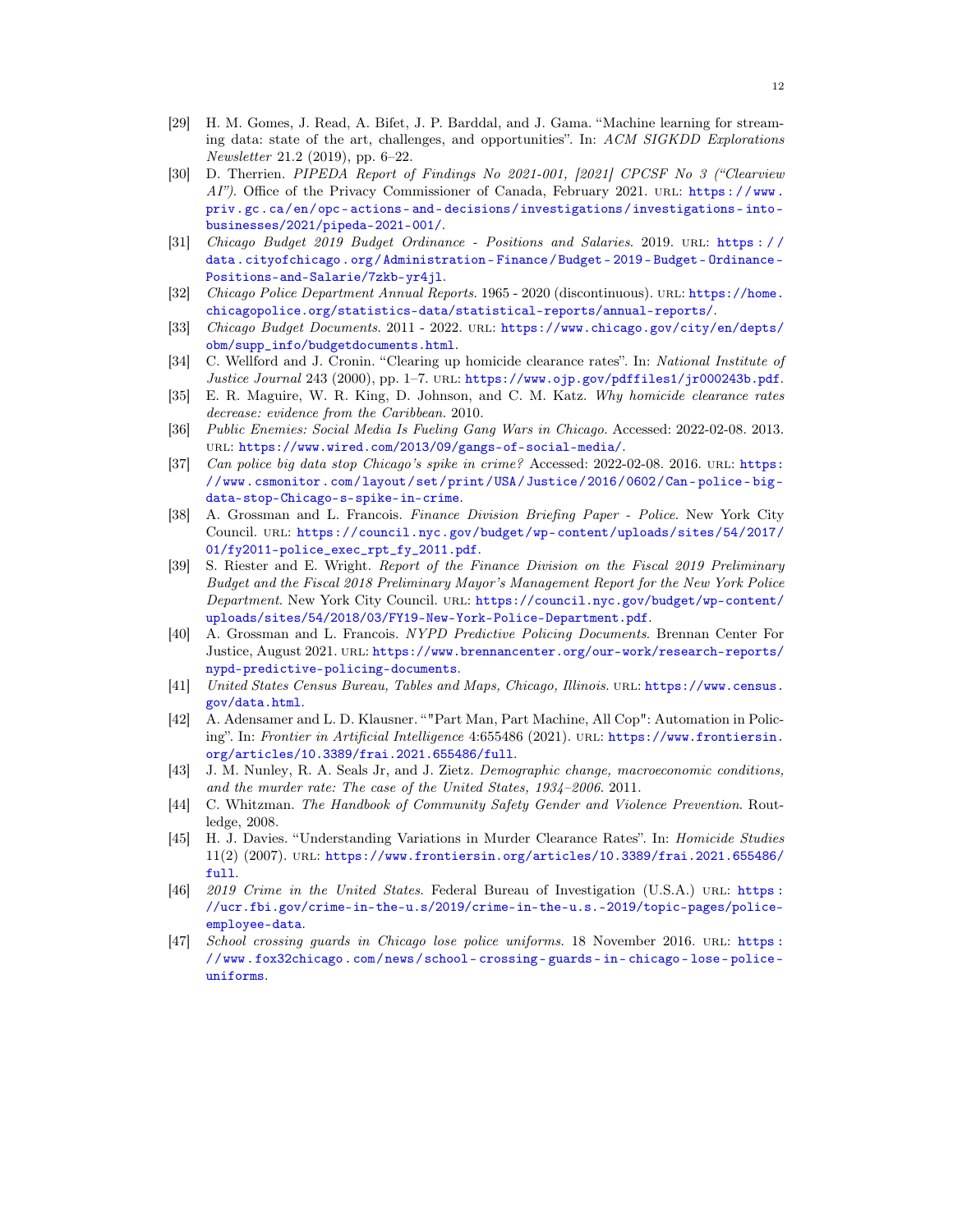[29] H. M. Gomes, J. Read, A. Bifet, J. P. Barddal, and J. Gama. "Machine learning for streaming data: state of the art, challenges, and opportunities". In: *ACM SIGKDD Explorations Newsletter* 21.2 (2019), pp. 6–22.

[30] D. Therrien. *PIPEDA Report of Findings No 2021-001, [2021] CPCSF No 3 ("Clearview AI")*. Office of the Privacy Commissioner of Canada, February 2021. URL: https://www.priv.gc.ca/en/opc-actions-and-decisions/investigations/investigations-into-businesses/2021/pipeda-2021-001/.

[31] *Chicago Budget 2019 Budget Ordinance - Positions and Salaries*. 2019. URL: https://data.cityofchicago.org/Administration-Finance/Budget-2019-Budget-Ordinance-Positions-and-Salarie/7zkb-yr4jl.

[32] *Chicago Police Department Annual Reports*. 1965 - 2020 (discontinuous). URL: https://home.chicagopolice.org/statistics-data/statistical-reports/annual-reports/.

[33] *Chicago Budget Documents*. 2011 - 2022. URL: https://www.chicago.gov/city/en/depts/obm/supp_info/budgetdocuments.html.

[34] C. Wellford and J. Cronin. "Clearing up homicide clearance rates". In: *National Institute of Justice Journal* 243 (2000), pp. 1–7. URL: https://www.ojp.gov/pdffiles1/jr000243b.pdf.

[35] E. R. Maguire, W. R. King, D. Johnson, and C. M. Katz. *Why homicide clearance rates decrease: evidence from the Caribbean*. 2010.

[36] *Public Enemies: Social Media Is Fueling Gang Wars in Chicago*. Accessed: 2022-02-08. 2013. URL: https://www.wired.com/2013/09/gangs-of-social-media/.

[37] *Can police big data stop Chicago's spike in crime?* Accessed: 2022-02-08. 2016. URL: https://www.csmonitor.com/layout/set/print/USA/Justice/2016/0602/Can-police-big-data-stop-Chicago-s-spike-in-crime.

[38] A. Grossman and L. Francois. *Finance Division Briefing Paper - Police*. New York City Council. URL: https://council.nyc.gov/budget/wp-content/uploads/sites/54/2017/01/fy2011-police_exec_rpt_fy_2011.pdf.

[39] S. Riester and E. Wright. *Report of the Finance Division on the Fiscal 2019 Preliminary Budget and the Fiscal 2018 Preliminary Mayor's Management Report for the New York Police Department*. New York City Council. URL: https://council.nyc.gov/budget/wp-content/uploads/sites/54/2018/03/FY19-New-York-Police-Department.pdf.

[40] A. Grossman and L. Francois. *NYPD Predictive Policing Documents*. Brennan Center For Justice, August 2021. URL: https://www.brennancenter.org/our-work/research-reports/nypd-predictive-policing-documents.

[41] *United States Census Bureau, Tables and Maps, Chicago, Illinois*. URL: https://www.census.gov/data.html.

[42] A. Adensamer and L. D. Klausner. ""Part Man, Part Machine, All Cop": Automation in Policing". In: *Frontier in Artificial Intelligence* 4:655486 (2021). URL: https://www.frontiersin.org/articles/10.3389/frai.2021.655486/full.

[43] J. M. Nunley, R. A. Seals Jr, and J. Zietz. *Demographic change, macroeconomic conditions, and the murder rate: The case of the United States, 1934–2006*. 2011.

[44] C. Whitzman. *The Handbook of Community Safety Gender and Violence Prevention*. Routledge, 2008.

[45] H. J. Davies. "Understanding Variations in Murder Clearance Rates". In: *Homicide Studies* 11(2) (2007). URL: https://www.frontiersin.org/articles/10.3389/frai.2021.655486/full.

[46] *2019 Crime in the United States*. Federal Bureau of Investigation (U.S.A.) URL: https://ucr.fbi.gov/crime-in-the-u.s/2019/crime-in-the-u.s.-2019/topic-pages/police-employee-data.

[47] *School crossing guards in Chicago lose police uniforms*. 18 November 2016. URL: https://www.fox32chicago.com/news/school-crossing-guards-in-chicago-lose-police-uniforms.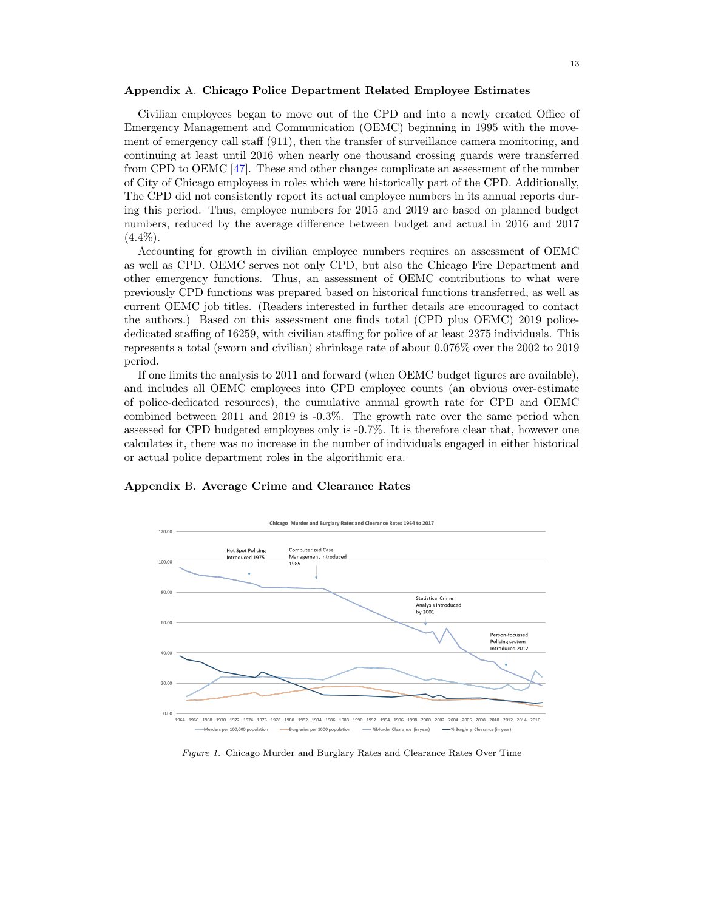## Appendix A. Chicago Police Department Related Employee Estimates

Civilian employees began to move out of the CPD and into a newly created Office of Emergency Management and Communication (OEMC) beginning in 1995 with the movement of emergency call staff (911), then the transfer of surveillance camera monitoring, and continuing at least until 2016 when nearly one thousand crossing guards were transferred from CPD to OEMC [47]. These and other changes complicate an assessment of the number of City of Chicago employees in roles which were historically part of the CPD. Additionally, The CPD did not consistently report its actual employee numbers in its annual reports during this period. Thus, employee numbers for 2015 and 2019 are based on planned budget numbers, reduced by the average difference between budget and actual in 2016 and 2017 (4.4%).

Accounting for growth in civilian employee numbers requires an assessment of OEMC as well as CPD. OEMC serves not only CPD, but also the Chicago Fire Department and other emergency functions. Thus, an assessment of OEMC contributions to what were previously CPD functions was prepared based on historical functions transferred, as well as current OEMC job titles. (Readers interested in further details are encouraged to contact the authors.) Based on this assessment one finds total (CPD plus OEMC) 2019 police-dedicated staffing of 16259, with civilian staffing for police of at least 2375 individuals. This represents a total (sworn and civilian) shrinkage rate of about 0.076% over the 2002 to 2019 period.

If one limits the analysis to 2011 and forward (when OEMC budget figures are available), and includes all OEMC employees into CPD employee counts (an obvious over-estimate of police-dedicated resources), the cumulative annual growth rate for CPD and OEMC combined between 2011 and 2019 is -0.3%. The growth rate over the same period when assessed for CPD budgeted employees only is -0.7%. It is therefore clear that, however one calculates it, there was no increase in the number of individuals engaged in either historical or actual police department roles in the algorithmic era.

## Appendix B. Average Crime and Clearance Rates

Chicago Murder and Burglary Rates and Clearance Rates 1964 to 2017

120.00
100.00
80.00
60.00
40.00
20.00
0.00

Hot Spot Policing Introduced 1975

Computerized Case Management Introduced 1985

Statistical Crime Analysis Introduced by 2001

Person-focussed Policing system Introduced 2012

1964 1966 1968 1970 1972 1974 1976 1978 1980 1982 1984 1986 1988 1990 1992 1994 1996 1998 2000 2002 2004 2006 2008 2010 2012 2014 2016

Murders per 100,000 population — Burglaries per 1000 population — %Murder Clearance (in year) — % Burglary Clearance (in year)

*Figure 1.* Chicago Murder and Burglary Rates and Clearance Rates Over Time